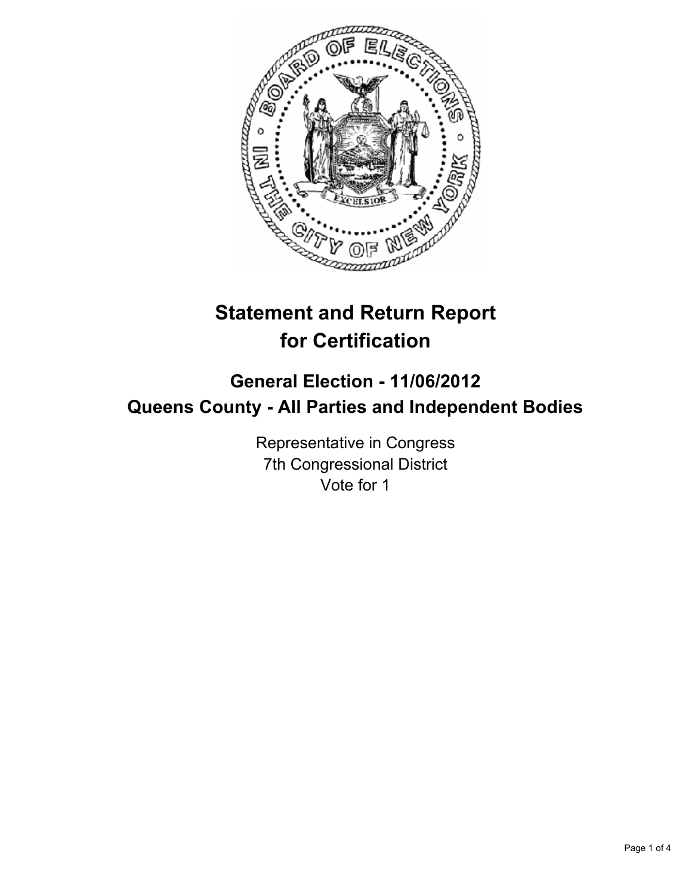# Statement and Return Report for Certification

## General Election - 11/06/2012
## Queens County - All Parties and Independent Bodies

Representative in Congress
7th Congressional District
Vote for 1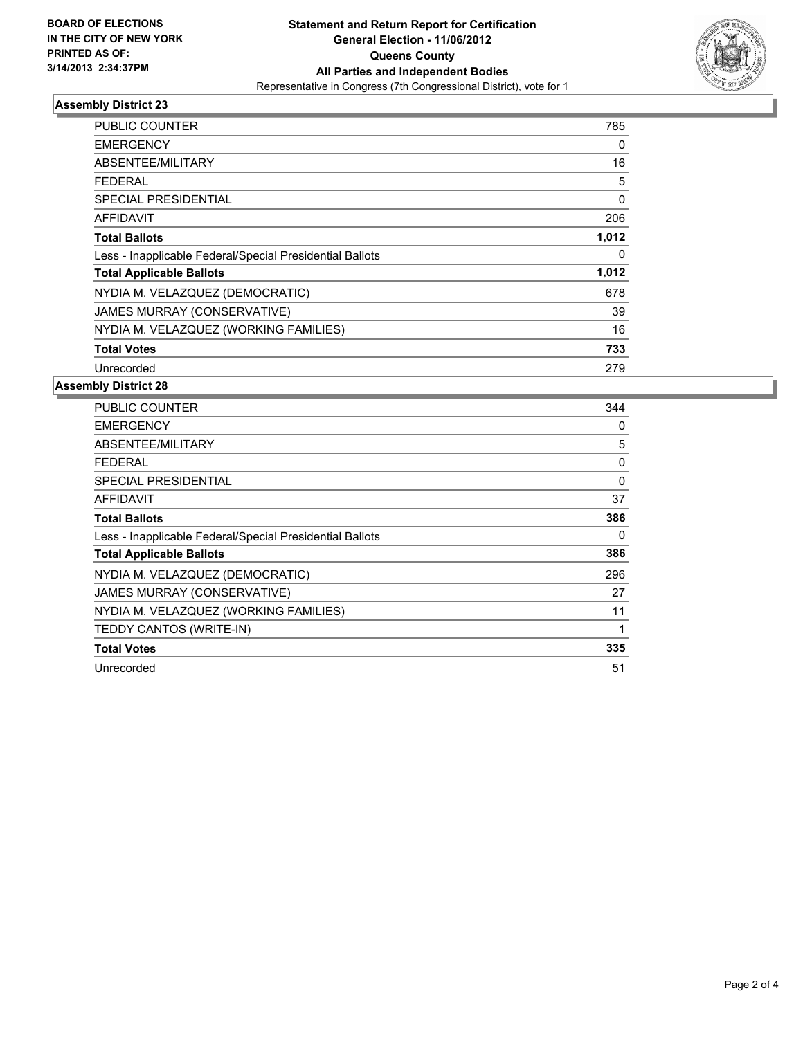**BOARD OF ELECTIONS**
**IN THE CITY OF NEW YORK**
**PRINTED AS OF:**
**3/14/2013 2:34:37PM**

**Statement and Return Report for Certification**
**General Election - 11/06/2012**
**Queens County**
**All Parties and Independent Bodies**
Representative in Congress (7th Congressional District), vote for 1

## Assembly District 23

| | |
|---|---|
| PUBLIC COUNTER | 785 |
| EMERGENCY | 0 |
| ABSENTEE/MILITARY | 16 |
| FEDERAL | 5 |
| SPECIAL PRESIDENTIAL | 0 |
| AFFIDAVIT | 206 |
| **Total Ballots** | **1,012** |
| Less - Inapplicable Federal/Special Presidential Ballots | 0 |
| **Total Applicable Ballots** | **1,012** |
| NYDIA M. VELAZQUEZ (DEMOCRATIC) | 678 |
| JAMES MURRAY (CONSERVATIVE) | 39 |
| NYDIA M. VELAZQUEZ (WORKING FAMILIES) | 16 |
| **Total Votes** | **733** |
| Unrecorded | 279 |

## Assembly District 28

| | |
|---|---|
| PUBLIC COUNTER | 344 |
| EMERGENCY | 0 |
| ABSENTEE/MILITARY | 5 |
| FEDERAL | 0 |
| SPECIAL PRESIDENTIAL | 0 |
| AFFIDAVIT | 37 |
| **Total Ballots** | **386** |
| Less - Inapplicable Federal/Special Presidential Ballots | 0 |
| **Total Applicable Ballots** | **386** |
| NYDIA M. VELAZQUEZ (DEMOCRATIC) | 296 |
| JAMES MURRAY (CONSERVATIVE) | 27 |
| NYDIA M. VELAZQUEZ (WORKING FAMILIES) | 11 |
| TEDDY CANTOS (WRITE-IN) | 1 |
| **Total Votes** | **335** |
| Unrecorded | 51 |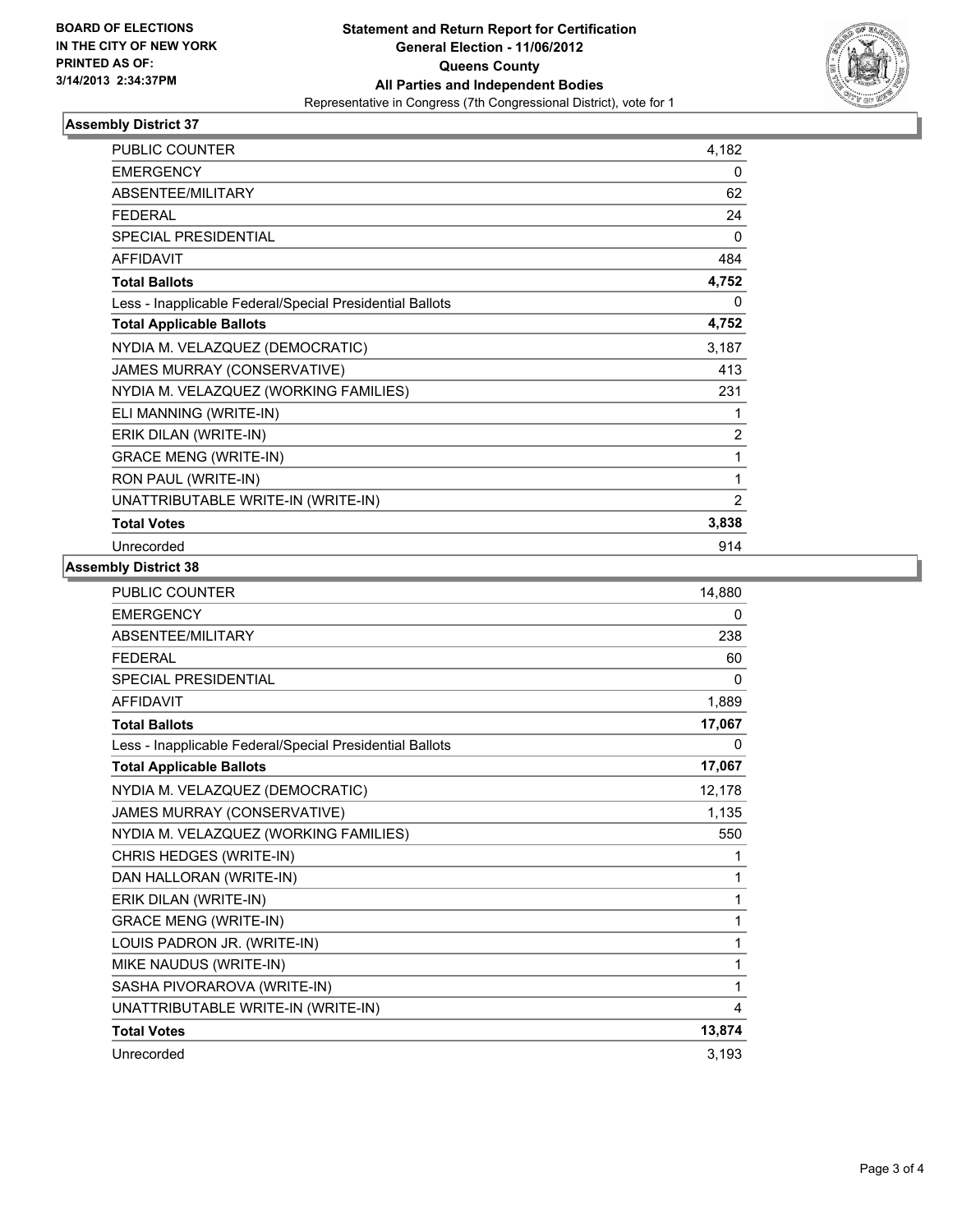BOARD OF ELECTIONS
IN THE CITY OF NEW YORK
PRINTED AS OF:
3/14/2013 2:34:37PM

**Statement and Return Report for Certification**
**General Election - 11/06/2012**
**Queens County**
**All Parties and Independent Bodies**
Representative in Congress (7th Congressional District), vote for 1

## Assembly District 37

| | |
|---|---|
| PUBLIC COUNTER | 4,182 |
| EMERGENCY | 0 |
| ABSENTEE/MILITARY | 62 |
| FEDERAL | 24 |
| SPECIAL PRESIDENTIAL | 0 |
| AFFIDAVIT | 484 |
| **Total Ballots** | **4,752** |
| Less - Inapplicable Federal/Special Presidential Ballots | 0 |
| **Total Applicable Ballots** | **4,752** |
| NYDIA M. VELAZQUEZ (DEMOCRATIC) | 3,187 |
| JAMES MURRAY (CONSERVATIVE) | 413 |
| NYDIA M. VELAZQUEZ (WORKING FAMILIES) | 231 |
| ELI MANNING (WRITE-IN) | 1 |
| ERIK DILAN (WRITE-IN) | 2 |
| GRACE MENG (WRITE-IN) | 1 |
| RON PAUL (WRITE-IN) | 1 |
| UNATTRIBUTABLE WRITE-IN (WRITE-IN) | 2 |
| **Total Votes** | **3,838** |
| Unrecorded | 914 |

## Assembly District 38

| | |
|---|---|
| PUBLIC COUNTER | 14,880 |
| EMERGENCY | 0 |
| ABSENTEE/MILITARY | 238 |
| FEDERAL | 60 |
| SPECIAL PRESIDENTIAL | 0 |
| AFFIDAVIT | 1,889 |
| **Total Ballots** | **17,067** |
| Less - Inapplicable Federal/Special Presidential Ballots | 0 |
| **Total Applicable Ballots** | **17,067** |
| NYDIA M. VELAZQUEZ (DEMOCRATIC) | 12,178 |
| JAMES MURRAY (CONSERVATIVE) | 1,135 |
| NYDIA M. VELAZQUEZ (WORKING FAMILIES) | 550 |
| CHRIS HEDGES (WRITE-IN) | 1 |
| DAN HALLORAN (WRITE-IN) | 1 |
| ERIK DILAN (WRITE-IN) | 1 |
| GRACE MENG (WRITE-IN) | 1 |
| LOUIS PADRON JR. (WRITE-IN) | 1 |
| MIKE NAUDUS (WRITE-IN) | 1 |
| SASHA PIVORAROVA (WRITE-IN) | 1 |
| UNATTRIBUTABLE WRITE-IN (WRITE-IN) | 4 |
| **Total Votes** | **13,874** |
| Unrecorded | 3,193 |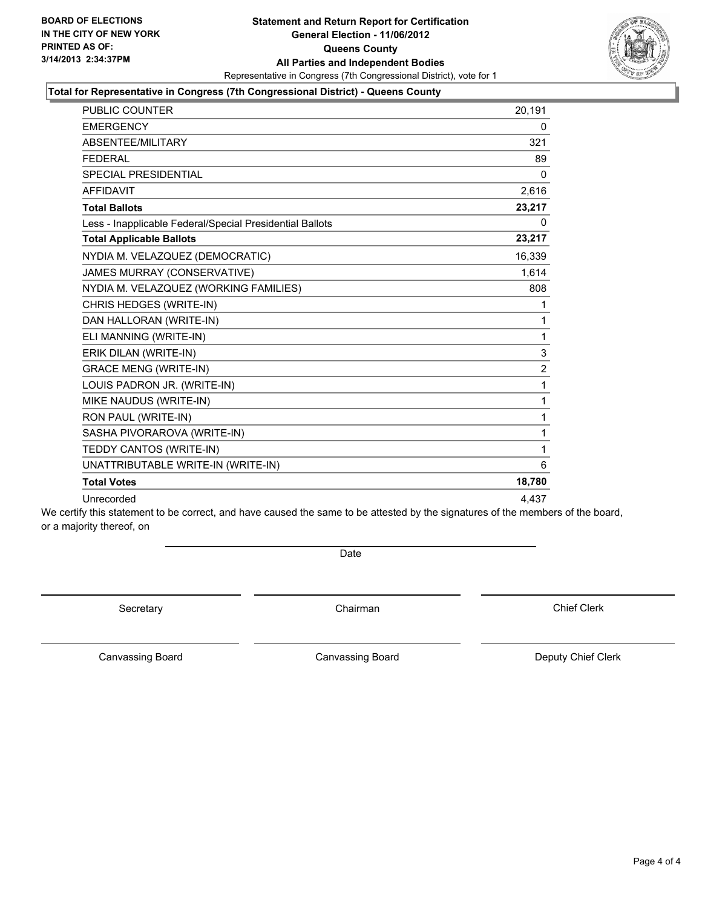**BOARD OF ELECTIONS IN THE CITY OF NEW YORK**
**PRINTED AS OF:**
**3/14/2013 2:34:37PM**

**Statement and Return Report for Certification**
**General Election - 11/06/2012**
**Queens County**
**All Parties and Independent Bodies**
Representative in Congress (7th Congressional District), vote for 1

**Total for Representative in Congress (7th Congressional District) - Queens County**

| | |
|---|---|
| PUBLIC COUNTER | 20,191 |
| EMERGENCY | 0 |
| ABSENTEE/MILITARY | 321 |
| FEDERAL | 89 |
| SPECIAL PRESIDENTIAL | 0 |
| AFFIDAVIT | 2,616 |
| **Total Ballots** | **23,217** |
| Less - Inapplicable Federal/Special Presidential Ballots | 0 |
| **Total Applicable Ballots** | **23,217** |
| NYDIA M. VELAZQUEZ (DEMOCRATIC) | 16,339 |
| JAMES MURRAY (CONSERVATIVE) | 1,614 |
| NYDIA M. VELAZQUEZ (WORKING FAMILIES) | 808 |
| CHRIS HEDGES (WRITE-IN) | 1 |
| DAN HALLORAN (WRITE-IN) | 1 |
| ELI MANNING (WRITE-IN) | 1 |
| ERIK DILAN (WRITE-IN) | 3 |
| GRACE MENG (WRITE-IN) | 2 |
| LOUIS PADRON JR. (WRITE-IN) | 1 |
| MIKE NAUDUS (WRITE-IN) | 1 |
| RON PAUL (WRITE-IN) | 1 |
| SASHA PIVORAROVA (WRITE-IN) | 1 |
| TEDDY CANTOS (WRITE-IN) | 1 |
| UNATTRIBUTABLE WRITE-IN (WRITE-IN) | 6 |
| **Total Votes** | **18,780** |
| Unrecorded | 4,437 |

We certify this statement to be correct, and have caused the same to be attested by the signatures of the members of the board, or a majority thereof, on

Date

Secretary

Chairman

Chief Clerk

Canvassing Board

Canvassing Board

Deputy Chief Clerk